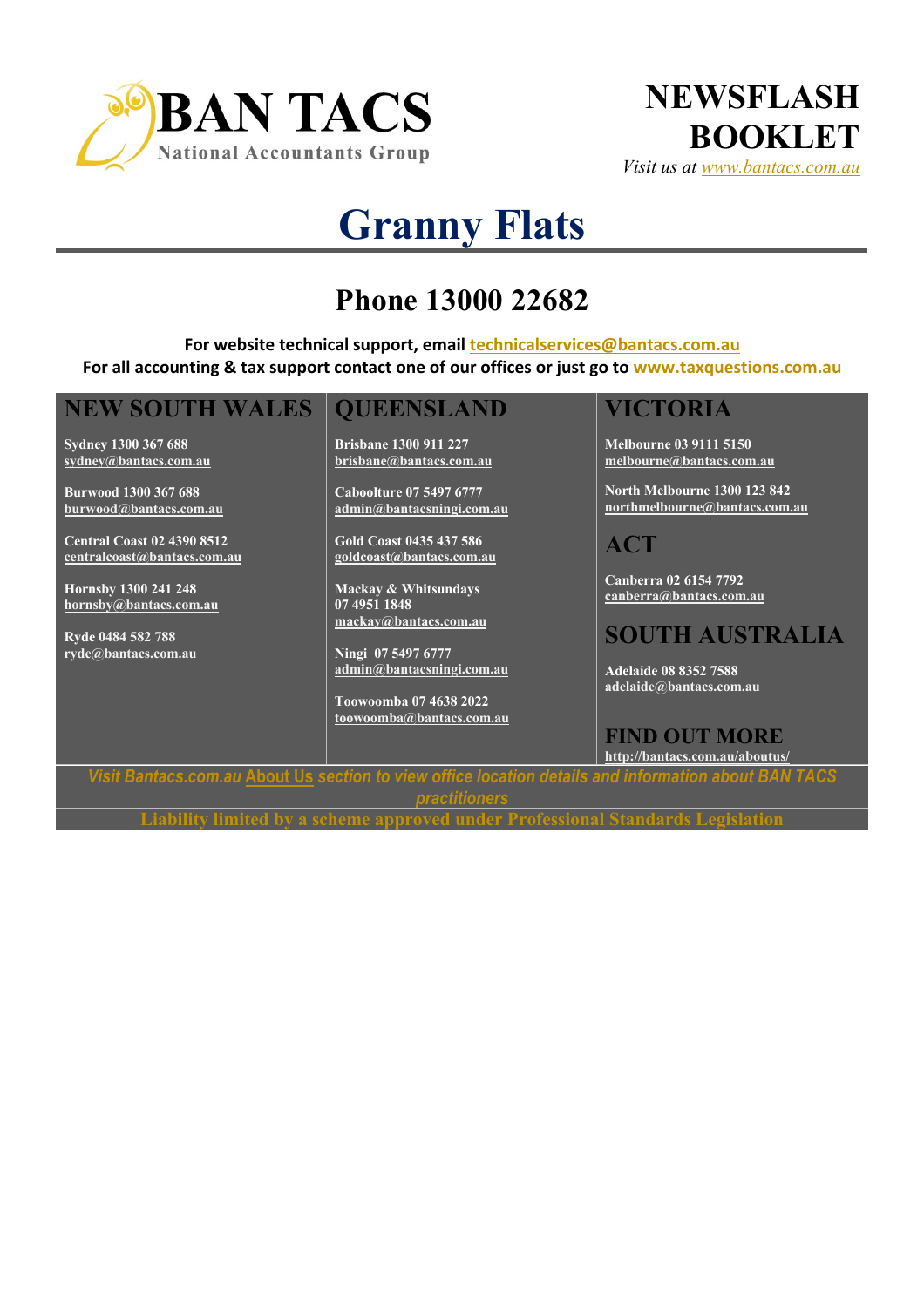# BAN TACS

National Accountants Group

**NEWSFLASH BOOKLET**

*Visit us at www.bantacs.com.au*

# Granny Flats

## Phone 13000 22682

**For website technical support, email technicalservices@bantacs.com.au**
**For all accounting & tax support contact one of our offices or just go to www.taxquestions.com.au**

## NEW SOUTH WALES

**Sydney 1300 367 688**
sydney@bantacs.com.au

**Burwood 1300 367 688**
burwood@bantacs.com.au

**Central Coast 02 4390 8512**
centralcoast@bantacs.com.au

**Hornsby 1300 241 248**
hornsby@bantacs.com.au

**Ryde 0484 582 788**
ryde@bantacs.com.au

## QUEENSLAND

**Brisbane 1300 911 227**
brisbane@bantacs.com.au

**Caboolture 07 5497 6777**
admin@bantacsningi.com.au

**Gold Coast 0435 437 586**
goldcoast@bantacs.com.au

**Mackay & Whitsundays 07 4951 1848**
mackay@bantacs.com.au

**Ningi 07 5497 6777**
admin@bantacsningi.com.au

**Toowoomba 07 4638 2022**
toowoomba@bantacs.com.au

## VICTORIA

**Melbourne 03 9111 5150**
melbourne@bantacs.com.au

**North Melbourne 1300 123 842**
northmelbourne@bantacs.com.au

## ACT

**Canberra 02 6154 7792**
canberra@bantacs.com.au

## SOUTH AUSTRALIA

**Adelaide 08 8352 7588**
adelaide@bantacs.com.au

## FIND OUT MORE

http://bantacs.com.au/aboutus/

*Visit Bantacs.com.au About Us section to view office location details and information about BAN TACS practitioners*

**Liability limited by a scheme approved under Professional Standards Legislation**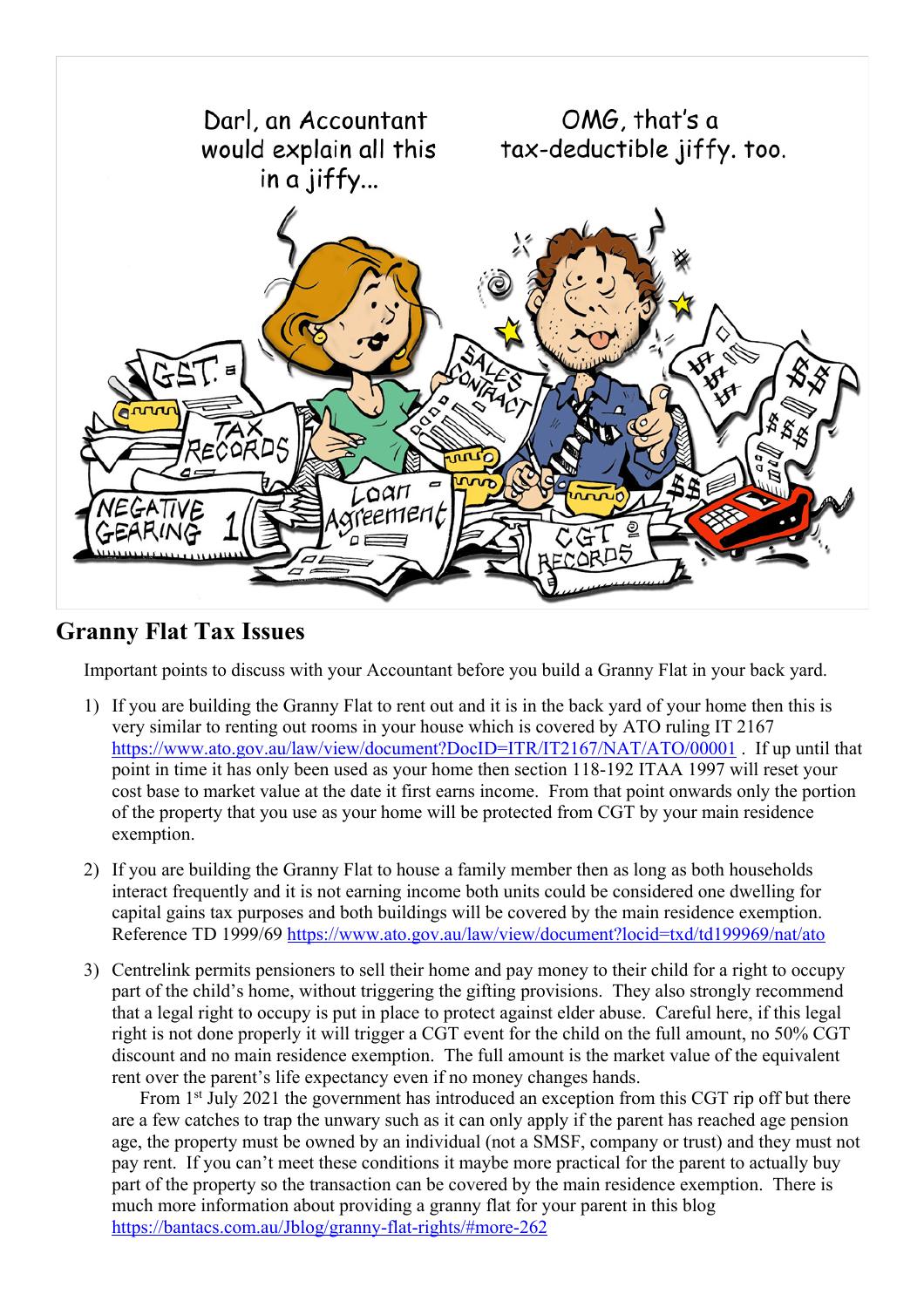## Granny Flat Tax Issues

Important points to discuss with your Accountant before you build a Granny Flat in your back yard.

1) If you are building the Granny Flat to rent out and it is in the back yard of your home then this is very similar to renting out rooms in your house which is covered by ATO ruling IT 2167 https://www.ato.gov.au/law/view/document?DocID=ITR/IT2167/NAT/ATO/00001 . If up until that point in time it has only been used as your home then section 118-192 ITAA 1997 will reset your cost base to market value at the date it first earns income. From that point onwards only the portion of the property that you use as your home will be protected from CGT by your main residence exemption.

2) If you are building the Granny Flat to house a family member then as long as both households interact frequently and it is not earning income both units could be considered one dwelling for capital gains tax purposes and both buildings will be covered by the main residence exemption. Reference TD 1999/69 https://www.ato.gov.au/law/view/document?locid=txd/td199969/nat/ato

3) Centrelink permits pensioners to sell their home and pay money to their child for a right to occupy part of the child's home, without triggering the gifting provisions. They also strongly recommend that a legal right to occupy is put in place to protect against elder abuse. Careful here, if this legal right is not done properly it will trigger a CGT event for the child on the full amount, no 50% CGT discount and no main residence exemption. The full amount is the market value of the equivalent rent over the parent's life expectancy even if no money changes hands.

   From 1st July 2021 the government has introduced an exception from this CGT rip off but there are a few catches to trap the unwary such as it can only apply if the parent has reached age pension age, the property must be owned by an individual (not a SMSF, company or trust) and they must not pay rent. If you can't meet these conditions it maybe more practical for the parent to actually buy part of the property so the transaction can be covered by the main residence exemption. There is much more information about providing a granny flat for your parent in this blog https://bantacs.com.au/Jblog/granny-flat-rights/#more-262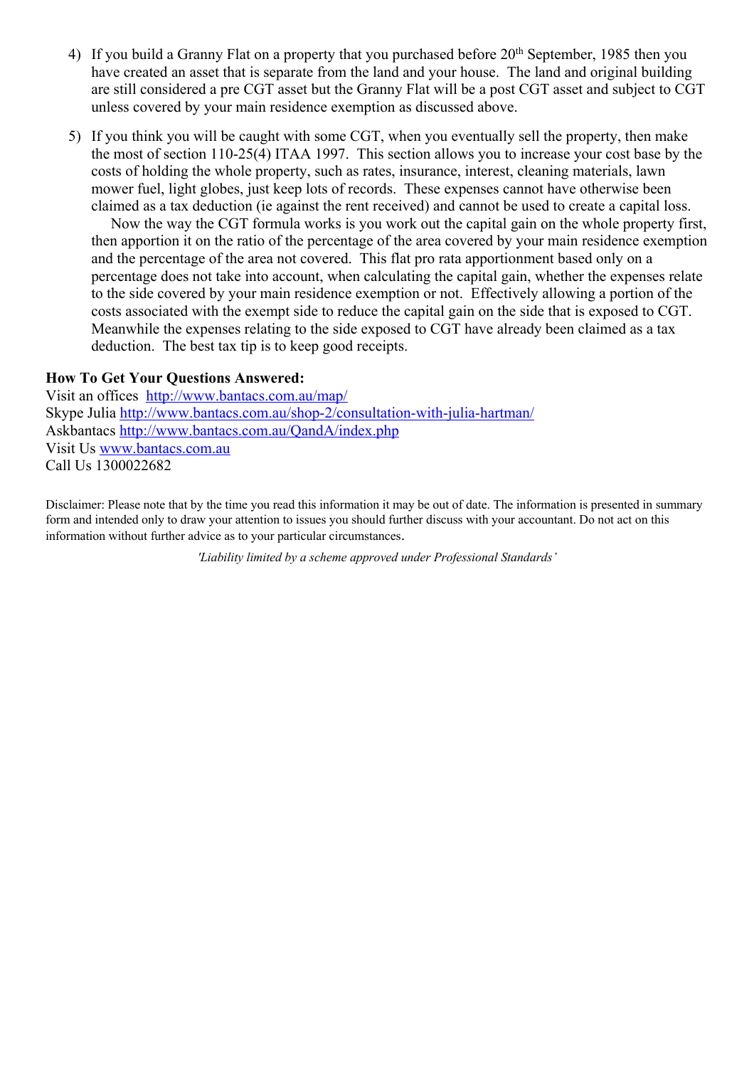4) If you build a Granny Flat on a property that you purchased before 20th September, 1985 then you have created an asset that is separate from the land and your house. The land and original building are still considered a pre CGT asset but the Granny Flat will be a post CGT asset and subject to CGT unless covered by your main residence exemption as discussed above.

5) If you think you will be caught with some CGT, when you eventually sell the property, then make the most of section 110-25(4) ITAA 1997. This section allows you to increase your cost base by the costs of holding the whole property, such as rates, insurance, interest, cleaning materials, lawn mower fuel, light globes, just keep lots of records. These expenses cannot have otherwise been claimed as a tax deduction (ie against the rent received) and cannot be used to create a capital loss.

   Now the way the CGT formula works is you work out the capital gain on the whole property first, then apportion it on the ratio of the percentage of the area covered by your main residence exemption and the percentage of the area not covered. This flat pro rata apportionment based only on a percentage does not take into account, when calculating the capital gain, whether the expenses relate to the side covered by your main residence exemption or not. Effectively allowing a portion of the costs associated with the exempt side to reduce the capital gain on the side that is exposed to CGT. Meanwhile the expenses relating to the side exposed to CGT have already been claimed as a tax deduction. The best tax tip is to keep good receipts.

**How To Get Your Questions Answered:**

Visit an offices [http://www.bantacs.com.au/map/](http://www.bantacs.com.au/map/)
Skype Julia [http://www.bantacs.com.au/shop-2/consultation-with-julia-hartman/](http://www.bantacs.com.au/shop-2/consultation-with-julia-hartman/)
Askbantacs [http://www.bantacs.com.au/QandA/index.php](http://www.bantacs.com.au/QandA/index.php)
Visit Us [www.bantacs.com.au](http://www.bantacs.com.au)
Call Us 1300022682

Disclaimer: Please note that by the time you read this information it may be out of date. The information is presented in summary form and intended only to draw your attention to issues you should further discuss with your accountant. Do not act on this information without further advice as to your particular circumstances.

*'Liability limited by a scheme approved under Professional Standards'*